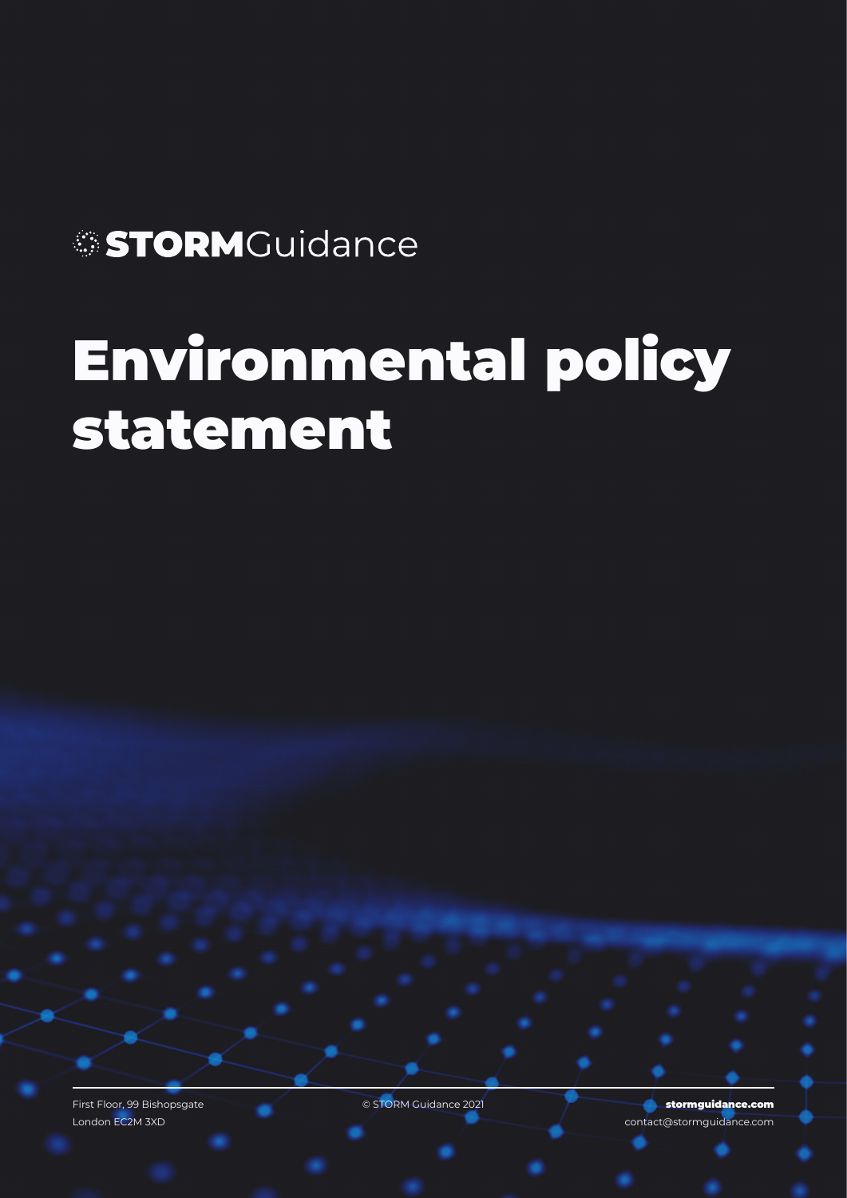STORMGuidance

# Environmental policy statement

First Floor, 99 Bishopsgate
London EC2M 3XD

© STORM Guidance 2021

**stormguidance.com**
contact@stormguidance.com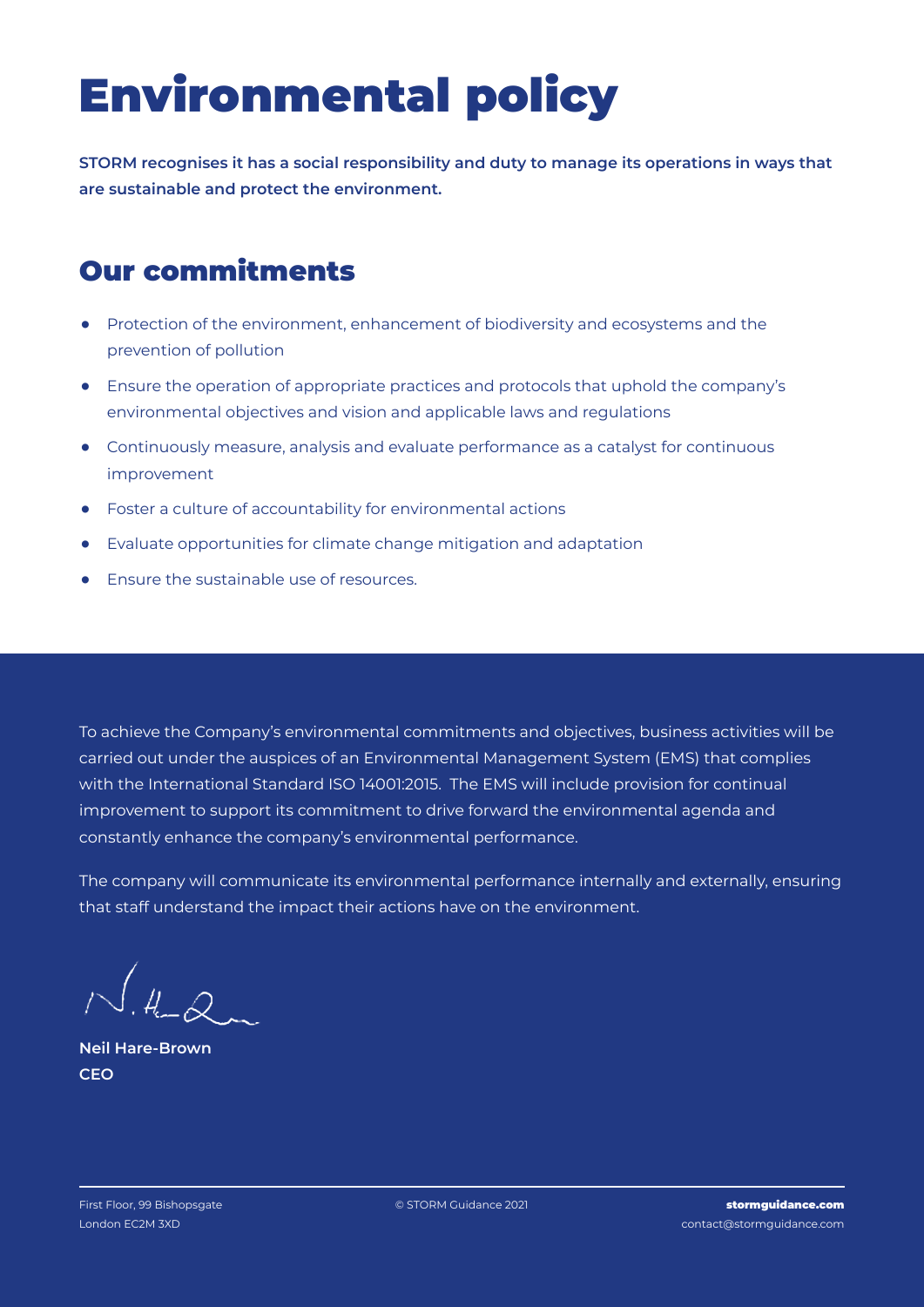# Environmental policy

**STORM recognises it has a social responsibility and duty to manage its operations in ways that are sustainable and protect the environment.**

## Our commitments

- Protection of the environment, enhancement of biodiversity and ecosystems and the prevention of pollution
- Ensure the operation of appropriate practices and protocols that uphold the company's environmental objectives and vision and applicable laws and regulations
- Continuously measure, analysis and evaluate performance as a catalyst for continuous improvement
- Foster a culture of accountability for environmental actions
- Evaluate opportunities for climate change mitigation and adaptation
- Ensure the sustainable use of resources.

To achieve the Company's environmental commitments and objectives, business activities will be carried out under the auspices of an Environmental Management System (EMS) that complies with the International Standard ISO 14001:2015. The EMS will include provision for continual improvement to support its commitment to drive forward the environmental agenda and constantly enhance the company's environmental performance.

The company will communicate its environmental performance internally and externally, ensuring that staff understand the impact their actions have on the environment.

**Neil Hare-Brown**
**CEO**

First Floor, 99 Bishopsgate
London EC2M 3XD

© STORM Guidance 2021

**stormguidance.com**
contact@stormguidance.com